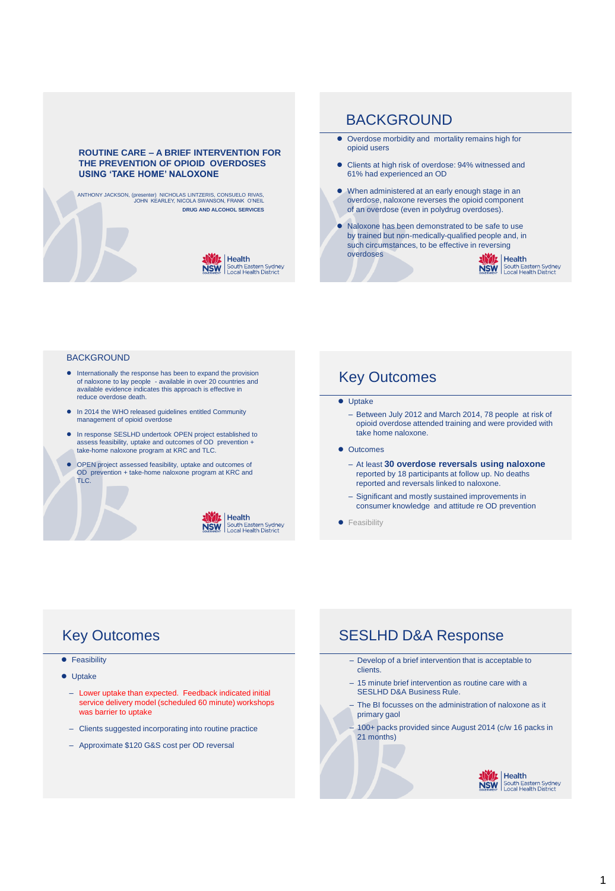# ROUTINE CARE – A BRIEF INTERVENTION FOR THE PREVENTION OF OPIOID OVERDOSES USING 'TAKE HOME' NALOXONE

ANTHONY JACKSON, (presenter) NICHOLAS LINTZERIS, CONSUELO RIVAS, JOHN KEARLEY, NICOLA SWANSON, FRANK O'NEIL

DRUG AND ALCOHOL SERVICES

## BACKGROUND

- Overdose morbidity and mortality remains high for opioid users
- Clients at high risk of overdose: 94% witnessed and 61% had experienced an OD
- When administered at an early enough stage in an overdose, naloxone reverses the opioid component of an overdose (even in polydrug overdoses).
- Naloxone has been demonstrated to be safe to use by trained but non-medically-qualified people and, in such circumstances, to be effective in reversing overdoses

## BACKGROUND

- Internationally the response has been to expand the provision of naloxone to lay people - available in over 20 countries and available evidence indicates this approach is effective in reduce overdose death.
- In 2014 the WHO released guidelines entitled Community management of opioid overdose
- In response SESLHD undertook OPEN project established to assess feasibility, uptake and outcomes of OD prevention + take-home naloxone program at KRC and TLC.
- OPEN project assessed feasibility, uptake and outcomes of OD prevention + take-home naloxone program at KRC and TLC.

## Key Outcomes

- Uptake
  - Between July 2012 and March 2014, 78 people at risk of opioid overdose attended training and were provided with take home naloxone.
- Outcomes
  - At least **30 overdose reversals using naloxone** reported by 18 participants at follow up. No deaths reported and reversals linked to naloxone.
  - Significant and mostly sustained improvements in consumer knowledge and attitude re OD prevention
- Feasibility

## Key Outcomes

- Feasibility
- Uptake
  - Lower uptake than expected. Feedback indicated initial service delivery model (scheduled 60 minute) workshops was barrier to uptake
  - Clients suggested incorporating into routine practice
  - Approximate $120 G&S cost per OD reversal

## SESLHD D&A Response

- Develop of a brief intervention that is acceptable to clients.
- 15 minute brief intervention as routine care with a SESLHD D&A Business Rule.
- The BI focusses on the administration of naloxone as it primary gaol
- 100+ packs provided since August 2014 (c/w 16 packs in 21 months)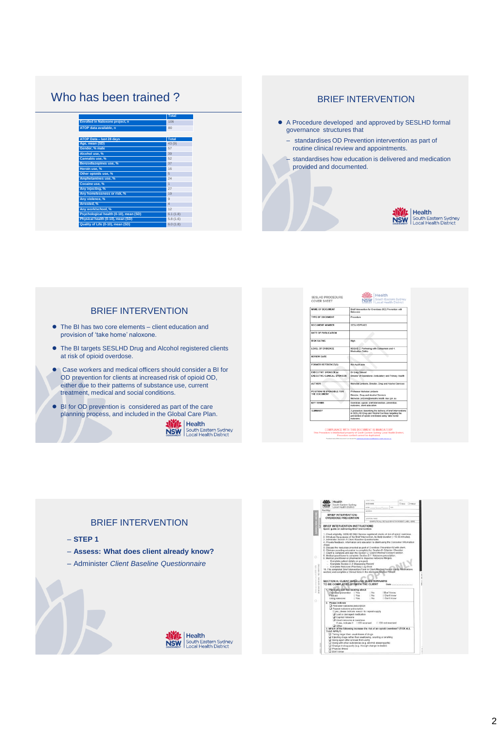## Who has been trained ?

| | Total |
|---|---|
| Enrolled in Naloxone project, n | 106 |
| ATOP data available, n | 80 |

| ATOP Data – last 28 days | Total |
|---|---|
| Age, mean (SD) | 43 (9) |
| Gender, % male | 57 |
| Alcohol use, % | 39 |
| Cannabis use, % | 52 |
| Benzodiazepines use, % | 37 |
| Heroin use, % | 16 |
| Other opioids use, % | 5 |
| Amphetamines use, % | 24 |
| Cocaine use, % | 1 |
| Any injecting, % | 27 |
| Any homelessness or risk, % | 19 |
| Any violence, % | 9 |
| Arrested, % | 4 |
| Any work/school, % | 12 |
| Psychological health (0-10), mean (SD) | 6.1 (1.8) |
| Physical health (0-10), mean (SD) | 5.8 (1.6) |
| Quality of Life (0-10), mean (SD) | 6.0 (1.8) |

## BRIEF INTERVENTION

- A Procedure developed and approved by SESLHD formal governance structures that
  - standardises OD Prevention intervention as part of routine clinical review and appointments.
  - standardises how education is delivered and medication provided and documented.

Health South Eastern Sydney Local Health District

## BRIEF INTERVENTION

- The BI has two core elements – client education and provision of 'take home' naloxone.
- The BI targets SESLHD Drug and Alcohol registered clients at risk of opioid overdose.
- Case workers and medical officers should consider a BI for OD prevention for clients at increased risk of opioid OD, either due to their patterns of substance use, current treatment, medical and social conditions.
- BI for OD prevention is considered as part of the care planning process, and included in the Global Care Plan.

Health South Eastern Sydney Local Health District

SESLHD PROCEDURE COVER SHEET

Health South Eastern Sydney Local Health District

| | |
|---|---|
| NAME OF DOCUMENT | Brief Intervention for Overdose (OD) Prevention with Naloxone |
| TYPE OF DOCUMENT | Procedure |
| DOCUMENT NUMBER | SESLHDPR/433 |
| DATE OF PUBLICATION | |
| RISK RATING | High |
| LEVEL OF EVIDENCE | NSQHS 2: Partnering with Consumers and 4: Medication Safety |
| REVIEW DATE | |
| FORMER REFERENCE(S) | Not Applicable |
| EXECUTIVE SPONSOR or EXECUTIVE CLINICAL SPONSOR | Dr Greg Stewart Director of Operations: Ambulatory and Primary Health |
| AUTHOR | Nicholas Lintzeris, Director, Drug and Alcohol Services |
| POSITION RESPONSIBLE FOR THE DOCUMENT | Professor Nicholas Lintzeris Director, Drug and Alcohol Services Nicholas.Lintzeris@sesiahs.health.nsw.gov.au |
| KEY TERMS | Overdose, opioid, brief intervention, prevention, naloxone, client education |
| SUMMARY | A procedure describing the delivery of brief interventions in SESLHD Drug and Alcohol Services targeting the prevention of opioid overdoses using take home naloxone. |

COMPLIANCE WITH THIS DOCUMENT IS MANDATORY

## BRIEF INTERVENTION

- **STEP 1**
- **Assess: What does client already know?**
- Administer *Client Baseline Questionnaire*

Health South Eastern Sydney Local Health District

BRIEF INTERVENTION: OVERDOSE PREVENTION

BRIEF INTERVENTION INSTRUCTIONS

SECTION A: CLIENT BASELINE QUESTIONNAIRE TO BE COMPLETED BY/WITH THE CLIENT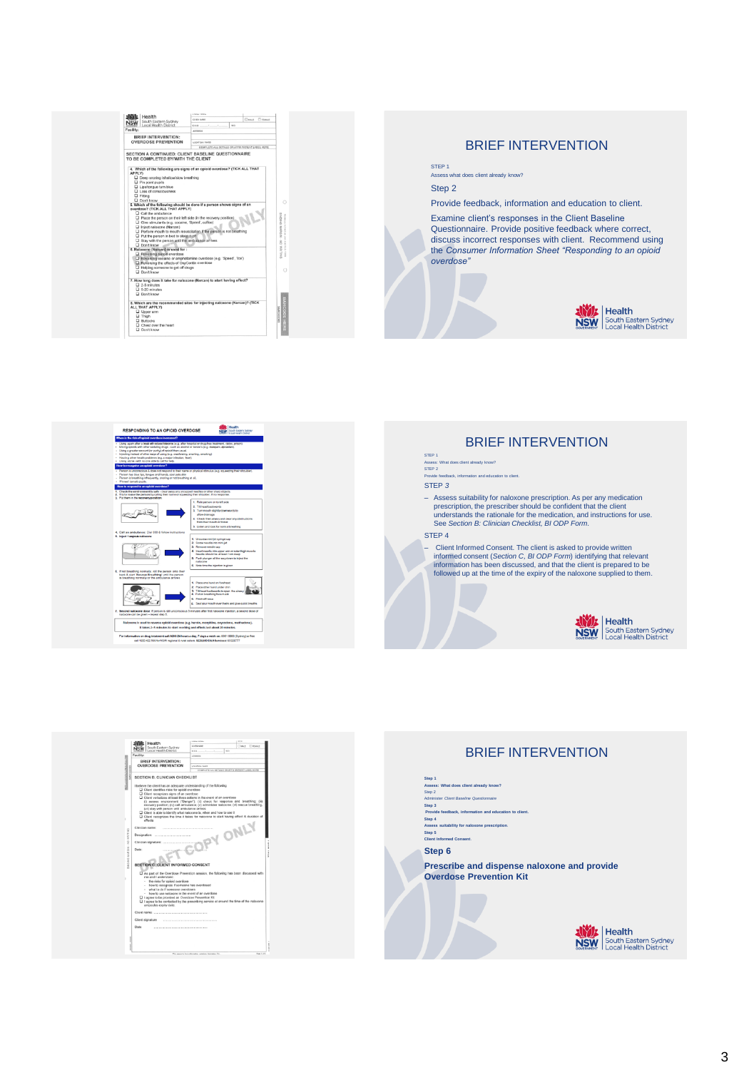# BRIEF INTERVENTION

STEP 1

Assess what does client already know?

Step 2

Provide feedback, information and education to client.

Examine client's responses in the Client Baseline Questionnaire. Provide positive feedback where correct, discuss incorrect responses with client. Recommend using the *Consumer Information Sheet "Responding to an opioid overdose"*

# BRIEF INTERVENTION

STEP 1

Assess: What does client already know?

STEP 2

Provide feedback, information and education to client.

STEP 3

– Assess suitability for naloxone prescription. As per any medication prescription, the prescriber should be confident that the client understands the rationale for the medication, and instructions for use. See *Section B: Clinician Checklist, BI ODP Form.*

STEP 4

– Client Informed Consent. The client is asked to provide written informed consent (*Section C, BI ODP Form*) identifying that relevant information has been discussed, and that the client is prepared to be followed up at the time of the expiry of the naloxone supplied to them.

# BRIEF INTERVENTION

Step 1

**Assess: What does client already know?**

Step 2

*Administer Client Baseline Questionnaire*

Step 3

**Provide feedback, information and education to client.**

Step 4

**Assess suitability for naloxone prescription.**

Step 5

**Client Informed Consent**

**Step 6**

**Prescribe and dispense naloxone and provide Overdose Prevention Kit**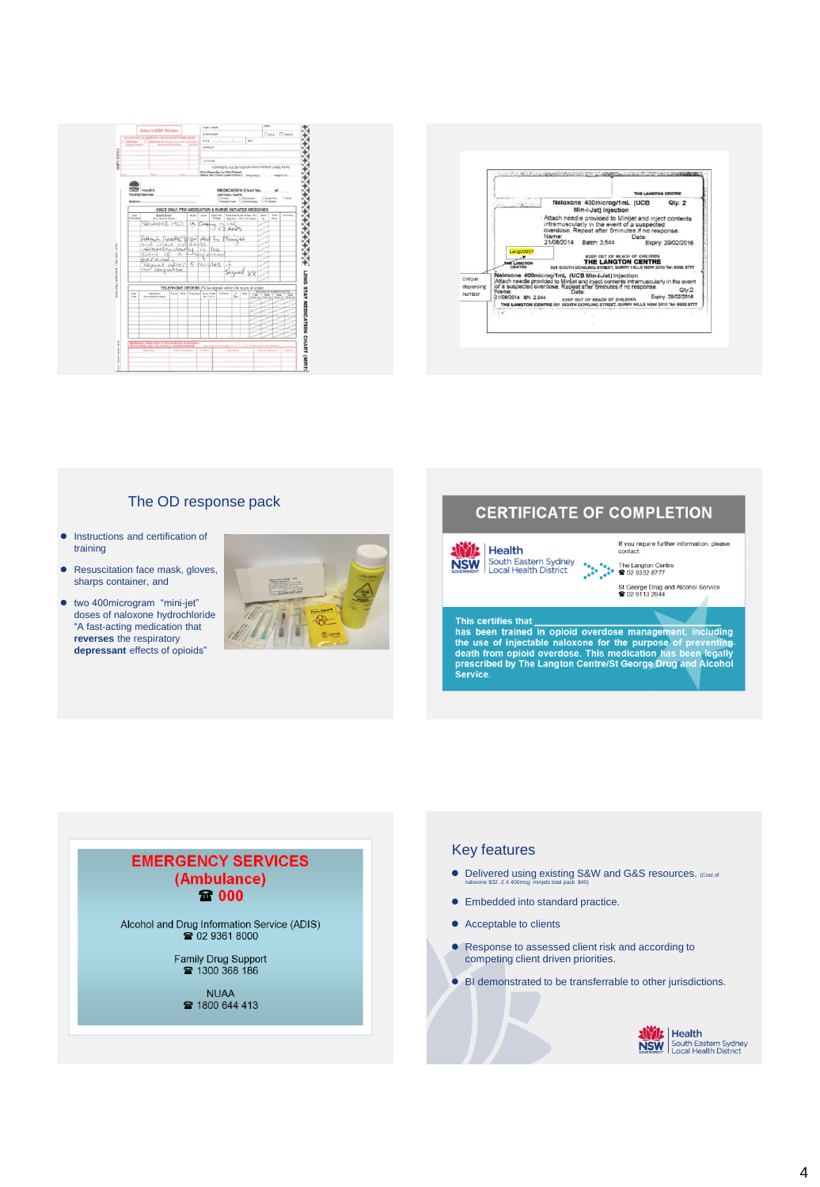LONG STAY MEDICATION CHART (MR7)

MEDICATION Chart No. ___ of ___

ONCE ONLY, PRE-MEDICATION & NURSE INITIATED MEDICINES

Naloxone HCl | IM | 0.4mg in 1ml x 2 Amps

Attach Needle provided to Minijet and inject contents intramuscularly in the event of a suspected overdose. Repeat after 5 minutes if no response.

TELEPHONE ORDERS (To be signed within 24 hours of order)

Naloxone 400microg/1mL (UCB Min-I-Jet) Injection — Qty: 2

Attach needle provided to Minijet and inject contents intramuscularly in the event of a suspected overdose. Repeat after 5minutes if no response.

Name: — Date:

21/08/2014 — Batch: 2,544 — Expiry: 29/02/2016

Lang00007

KEEP OUT OF REACH OF CHILDREN

THE LANGTON CENTRE

591 SOUTH DOWLING STREET, SURRY HILLS NSW 2010 Tel: 9332 8777

Unique dispensing number

## The OD response pack

- Instructions and certification of training
- Resuscitation face mask, gloves, sharps container, and
- two 400microgram "mini-jet" doses of naloxone hydrochloride "A fast-acting medication that **reverses** the respiratory **depressant** effects of opioids"

## CERTIFICATE OF COMPLETION

NSW Government Health — South Eastern Sydney Local Health District

If you require further information, please contact:

The Langton Centre
☎ 02 9332 8777

St George Drug and Alcohol Service
☎ 02 9113 2944

**This certifies that \_\_\_\_\_\_\_\_\_\_\_\_\_\_\_\_\_\_\_\_ has been trained in opioid overdose management, including the use of injectable naloxone for the purpose of preventing death from opioid overdose. This medication has been legally prescribed by The Langton Centre/St George Drug and Alcohol Service.**

## EMERGENCY SERVICES (Ambulance)

☎ 000

Alcohol and Drug Information Service (ADIS)
☎ 02 9361 8000

Family Drug Support
☎ 1300 368 186

NUAA
☎ 1800 644 413

## Key features

- Delivered using existing S&W and G&S resources. (Cost of naloxone $32 -2 X 400mcg minijets total pack $40)
- Embedded into standard practice.
- Acceptable to clients
- Response to assessed client risk and according to competing client driven priorities.
- BI demonstrated to be transferrable to other jurisdictions.

NSW Government Health — South Eastern Sydney Local Health District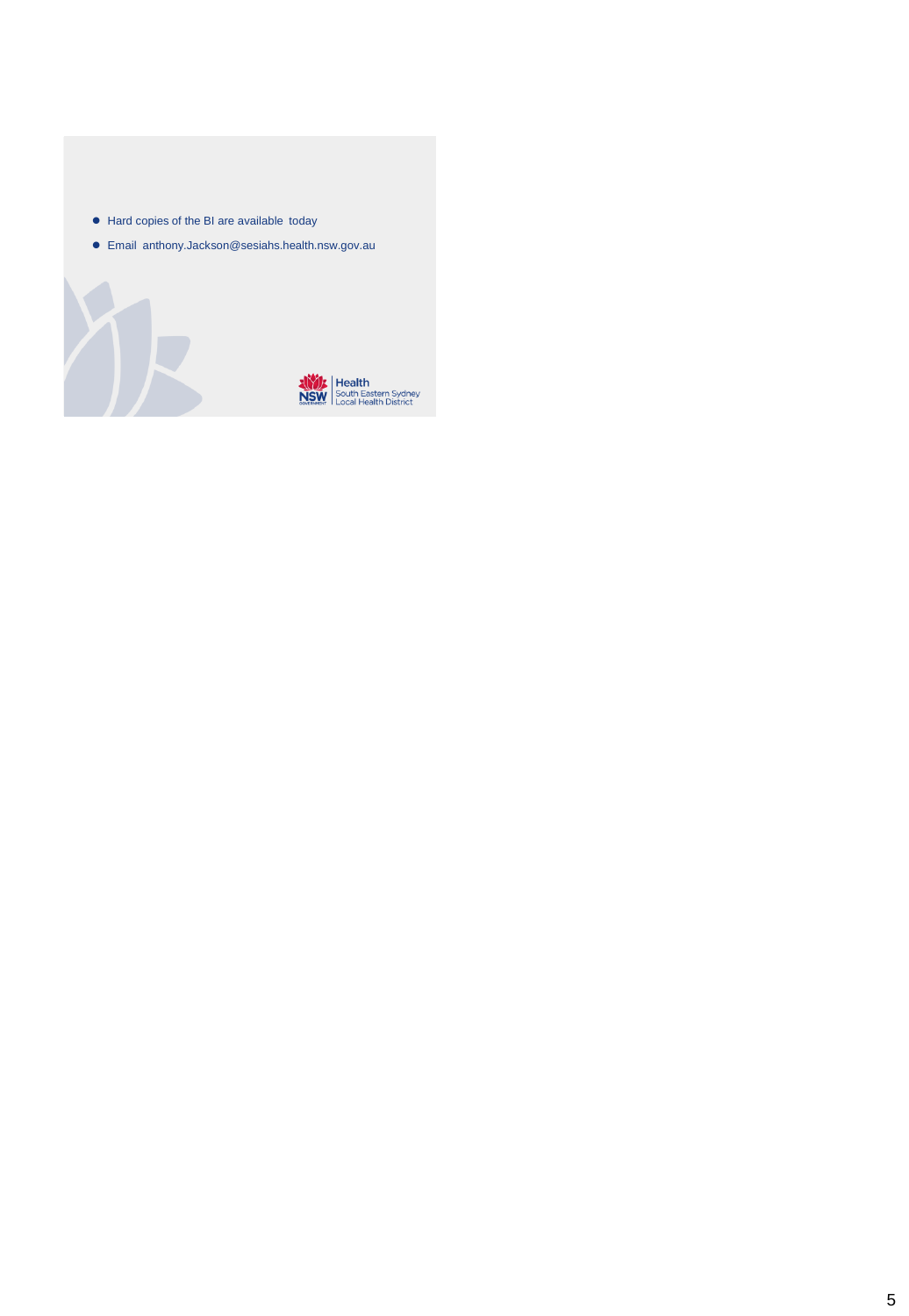- Hard copies of the BI are available today
- Email anthony.Jackson@sesiahs.health.nsw.gov.au

Health
South Eastern Sydney
Local Health District